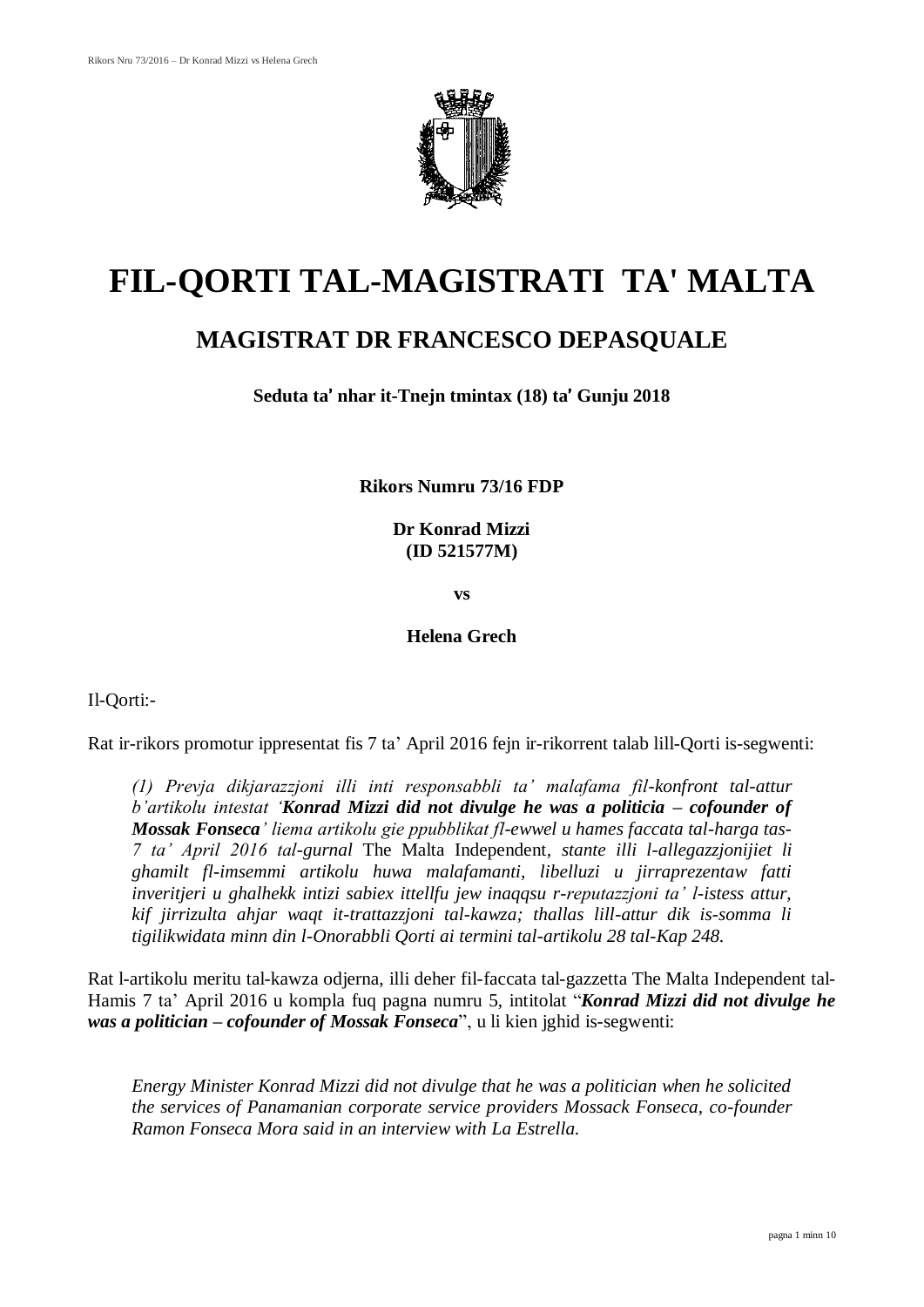# FIL-QORTI TAL-MAGISTRATI TA' MALTA

## MAGISTRAT DR FRANCESCO DEPASQUALE

**Seduta taʼ nhar it-Tnejn tmintax (18) taʼ Gunju 2018**

**Rikors Numru 73/16 FDP**

**Dr Konrad Mizzi**
**(ID 521577M)**

**vs**

**Helena Grech**

Il-Qorti:-

Rat ir-rikors promotur ippresentat fis 7 ta' April 2016 fejn ir-rikorrent talab lill-Qorti is-segwenti:

> *(1) Prevja dikjarazzjoni illi inti responsabbli ta' malafama fil-konfront tal-attur b'artikolu intestat '**Konrad Mizzi did not divulge he was a politicia – cofounder of Mossak Fonseca**' liema artikolu gie ppubblikat fl-ewwel u hames faccata tal-harga tas-7 ta' April 2016 tal-gurnal* The Malta Independent*, stante illi l-allegazzjonijiet li ghamilt fl-imsemmi artikolu huwa malafamanti, libelluzi u jirraprezentaw fatti inveritjeri u ghalhekk intizi sabiex ittellfu jew inaqqsu r-reputazzjoni ta' l-istess attur, kif jirrizulta ahjar waqt it-trattazzjoni tal-kawza; thallas lill-attur dik is-somma li tigilikwidata minn din l-Onorabbli Qorti ai termini tal-artikolu 28 tal-Kap 248.*

Rat l-artikolu meritu tal-kawza odjerna, illi deher fil-faccata tal-gazzetta The Malta Independent tal-Hamis 7 ta' April 2016 u kompla fuq pagna numru 5, intitolat "***Konrad Mizzi did not divulge he was a politician – cofounder of Mossak Fonseca***", u li kien jghid is-segwenti:

> *Energy Minister Konrad Mizzi did not divulge that he was a politician when he solicited the services of Panamanian corporate service providers Mossack Fonseca, co-founder Ramon Fonseca Mora said in an interview with La Estrella.*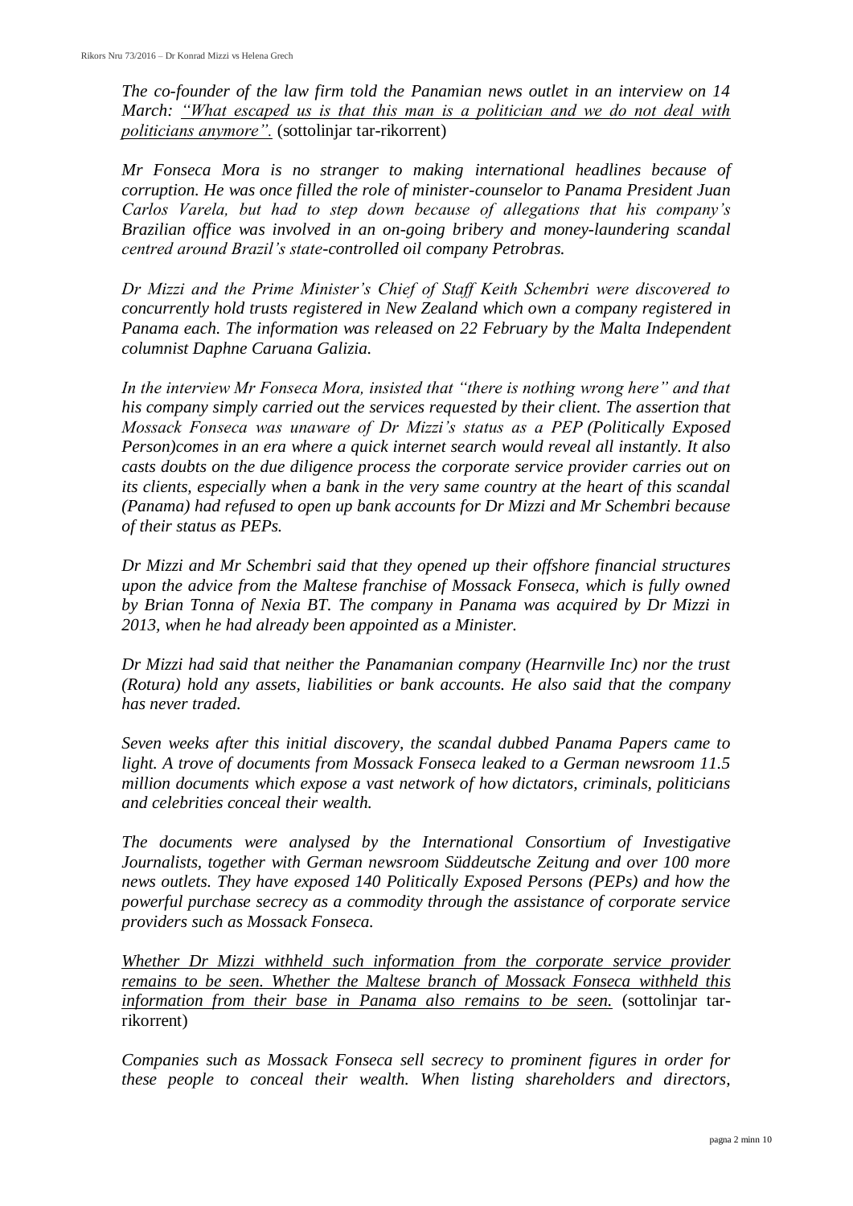*The co-founder of the law firm told the Panamian news outlet in an interview on 14 March: "What escaped us is that this man is a politician and we do not deal with politicians anymore".* (sottolinjar tar-rikorrent)

*Mr Fonseca Mora is no stranger to making international headlines because of corruption. He was once filled the role of minister-counselor to Panama President Juan Carlos Varela, but had to step down because of allegations that his company's Brazilian office was involved in an on-going bribery and money-laundering scandal centred around Brazil's state-controlled oil company Petrobras.*

*Dr Mizzi and the Prime Minister's Chief of Staff Keith Schembri were discovered to concurrently hold trusts registered in New Zealand which own a company registered in Panama each. The information was released on 22 February by the Malta Independent columnist Daphne Caruana Galizia.*

*In the interview Mr Fonseca Mora, insisted that "there is nothing wrong here" and that his company simply carried out the services requested by their client. The assertion that Mossack Fonseca was unaware of Dr Mizzi's status as a PEP (Politically Exposed Person)comes in an era where a quick internet search would reveal all instantly. It also casts doubts on the due diligence process the corporate service provider carries out on its clients, especially when a bank in the very same country at the heart of this scandal (Panama) had refused to open up bank accounts for Dr Mizzi and Mr Schembri because of their status as PEPs.*

*Dr Mizzi and Mr Schembri said that they opened up their offshore financial structures upon the advice from the Maltese franchise of Mossack Fonseca, which is fully owned by Brian Tonna of Nexia BT. The company in Panama was acquired by Dr Mizzi in 2013, when he had already been appointed as a Minister.*

*Dr Mizzi had said that neither the Panamanian company (Hearnville Inc) nor the trust (Rotura) hold any assets, liabilities or bank accounts. He also said that the company has never traded.*

*Seven weeks after this initial discovery, the scandal dubbed Panama Papers came to light. A trove of documents from Mossack Fonseca leaked to a German newsroom 11.5 million documents which expose a vast network of how dictators, criminals, politicians and celebrities conceal their wealth.*

*The documents were analysed by the International Consortium of Investigative Journalists, together with German newsroom Süddeutsche Zeitung and over 100 more news outlets. They have exposed 140 Politically Exposed Persons (PEPs) and how the powerful purchase secrecy as a commodity through the assistance of corporate service providers such as Mossack Fonseca.*

*Whether Dr Mizzi withheld such information from the corporate service provider remains to be seen. Whether the Maltese branch of Mossack Fonseca withheld this information from their base in Panama also remains to be seen.* (sottolinjar tar-rikorrent)

*Companies such as Mossack Fonseca sell secrecy to prominent figures in order for these people to conceal their wealth. When listing shareholders and directors,*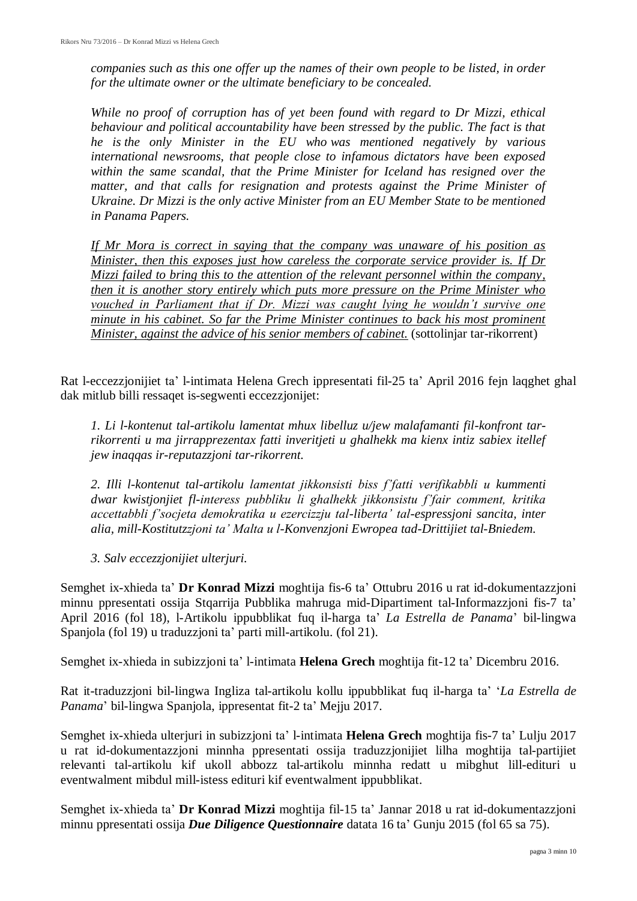*companies such as this one offer up the names of their own people to be listed, in order for the ultimate owner or the ultimate beneficiary to be concealed.*

*While no proof of corruption has of yet been found with regard to Dr Mizzi, ethical behaviour and political accountability have been stressed by the public. The fact is that he is the only Minister in the EU who was mentioned negatively by various international newsrooms, that people close to infamous dictators have been exposed within the same scandal, that the Prime Minister for Iceland has resigned over the matter, and that calls for resignation and protests against the Prime Minister of Ukraine. Dr Mizzi is the only active Minister from an EU Member State to be mentioned in Panama Papers.*

<u>*If Mr Mora is correct in saying that the company was unaware of his position as Minister, then this exposes just how careless the corporate service provider is. If Dr Mizzi failed to bring this to the attention of the relevant personnel within the company, then it is another story entirely which puts more pressure on the Prime Minister who vouched in Parliament that if Dr. Mizzi was caught lying he wouldn't survive one minute in his cabinet. So far the Prime Minister continues to back his most prominent Minister, against the advice of his senior members of cabinet.*</u> (sottolinjar tar-rikorrent)

Rat l-eccezzjonijiet ta' l-intimata Helena Grech ippresentati fil-25 ta' April 2016 fejn laqghet ghal dak mitlub billi ressaqet is-segwenti eccezzjonijet:

*1. Li l-kontenut tal-artikolu lamentat mhux libelluz u/jew malafamanti fil-konfront tar-rikorrenti u ma jirrapprezentax fatti inveritjeti u ghalhekk ma kienx intiz sabiex itellef jew inaqqas ir-reputazzjoni tar-rikorrent.*

*2. Illi l-kontenut tal-artikolu lamentat jikkonsisti biss f'fatti verifikabbli u kummenti dwar kwistjonjiet fl-interess pubbliku li ghalhekk jikkonsistu f'fair comment, kritika accettabbli f'socjeta demokratika u ezercizzju tal-liberta' tal-espressjoni sancita, inter alia, mill-Kostitutzzjoni ta' Malta u l-Konvenzjoni Ewropea tad-Drittijiet tal-Bniedem.*

*3. Salv eccezzjonijiet ulterjuri.*

Semghet ix-xhieda ta' **Dr Konrad Mizzi** moghtija fis-6 ta' Ottubru 2016 u rat id-dokumentazzjoni minnu ppresentati ossija Stqarrija Pubblika mahruga mid-Dipartiment tal-Informazzjoni fis-7 ta' April 2016 (fol 18), l-Artikolu ippubblikat fuq il-harga ta' *La Estrella de Panama*' bil-lingwa Spanjola (fol 19) u traduzzjoni ta' parti mill-artikolu. (fol 21).

Semghet ix-xhieda in subizzjoni ta' l-intimata **Helena Grech** moghtija fit-12 ta' Dicembru 2016.

Rat it-traduzzjoni bil-lingwa Ingliza tal-artikolu kollu ippubblikat fuq il-harga ta' '*La Estrella de Panama*' bil-lingwa Spanjola, ippresentat fit-2 ta' Mejju 2017.

Semghet ix-xhieda ulterjuri in subizzjoni ta' l-intimata **Helena Grech** moghtija fis-7 ta' Lulju 2017 u rat id-dokumentazzjoni minnha ppresentati ossija traduzzjonijiet lilha moghtija tal-partijiet relevanti tal-artikolu kif ukoll abbozz tal-artikolu minnha redatt u mibghut lill-edituri u eventwalment mibdul mill-istess edituri kif eventwalment ippubblikat.

Semghet ix-xhieda ta' **Dr Konrad Mizzi** moghtija fil-15 ta' Jannar 2018 u rat id-dokumentazzjoni minnu ppresentati ossija ***Due Diligence Questionnaire*** datata 16 ta' Gunju 2015 (fol 65 sa 75).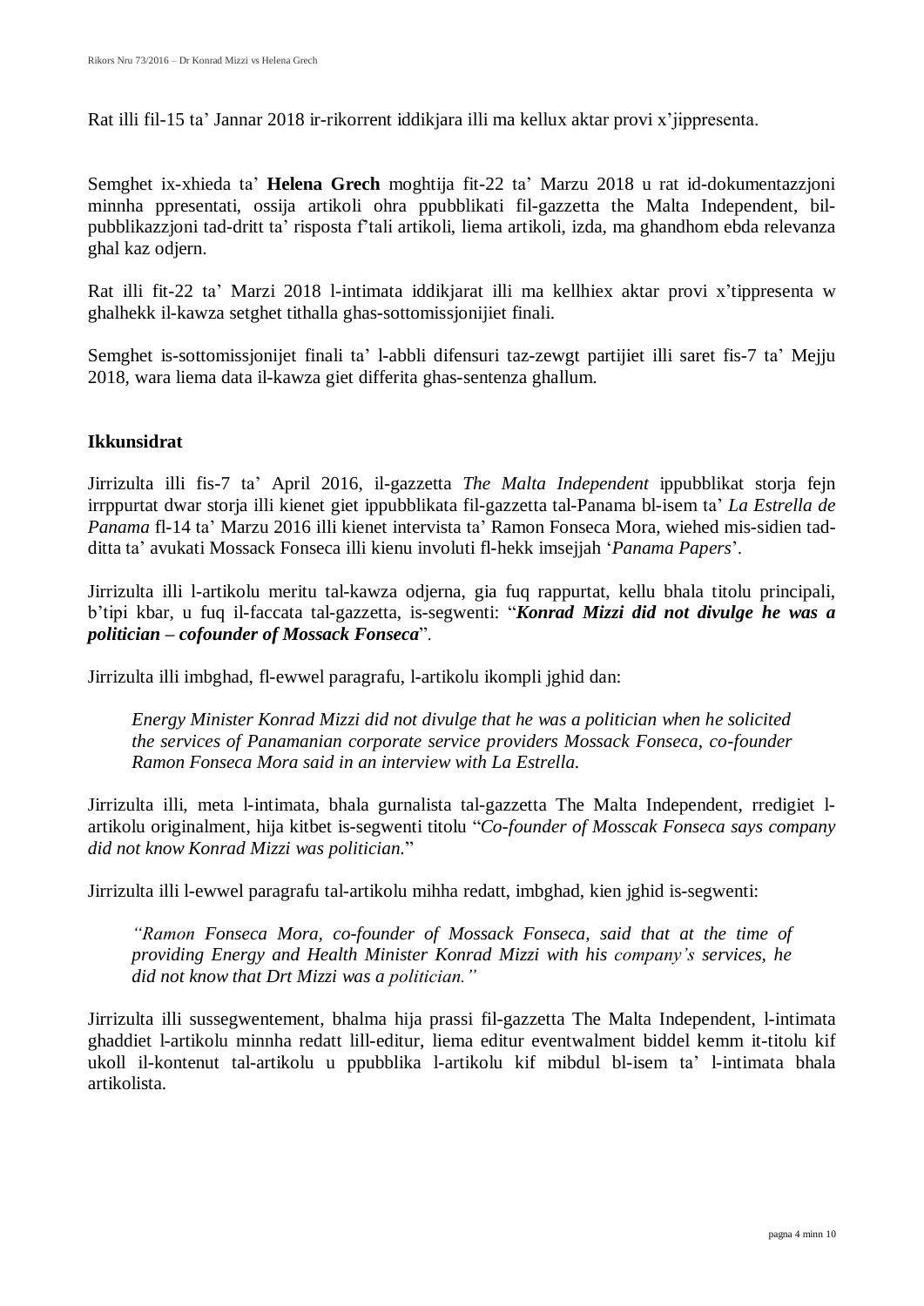Rat illi fil-15 ta' Jannar 2018 ir-rikorrent iddikjara illi ma kellux aktar provi x'jippresenta.

Semghet ix-xhieda ta' **Helena Grech** moghtija fit-22 ta' Marzu 2018 u rat id-dokumentazzjoni minnha ppresentati, ossija artikoli ohra ppubblikati fil-gazzetta the Malta Independent, bil-pubblikazzjoni tad-dritt ta' risposta f'tali artikoli, liema artikoli, izda, ma ghandhom ebda relevanza ghal kaz odjern.

Rat illi fit-22 ta' Marzi 2018 l-intimata iddikjarat illi ma kellhiex aktar provi x'tippresenta w ghalhekk il-kawza setghet tithalla ghas-sottomissjonijiet finali.

Semghet is-sottomissjonijet finali ta' l-abbli difensuri taz-zewgt partijiet illi saret fis-7 ta' Mejju 2018, wara liema data il-kawza giet differita ghas-sentenza ghallum.

**Ikkunsidrat**

Jirrizulta illi fis-7 ta' April 2016, il-gazzetta *The Malta Independent* ippubblikat storja fejn irrppurtat dwar storja illi kienet giet ippubblikata fil-gazzetta tal-Panama bl-isem ta' *La Estrella de Panama* fl-14 ta' Marzu 2016 illi kienet intervista ta' Ramon Fonseca Mora, wiehed mis-sidien tad-ditta ta' avukati Mossack Fonseca illi kienu involuti fl-hekk imsejjah '*Panama Papers*'.

Jirrizulta illi l-artikolu meritu tal-kawza odjerna, gia fuq rappurtat, kellu bhala titolu principali, b'tipi kbar, u fuq il-faccata tal-gazzetta, is-segwenti: "***Konrad Mizzi did not divulge he was a politician – cofounder of Mossack Fonseca***".

Jirrizulta illi imbghad, fl-ewwel paragrafu, l-artikolu ikompli jghid dan:

> *Energy Minister Konrad Mizzi did not divulge that he was a politician when he solicited the services of Panamanian corporate service providers Mossack Fonseca, co-founder Ramon Fonseca Mora said in an interview with La Estrella.*

Jirrizulta illi, meta l-intimata, bhala gurnalista tal-gazzetta The Malta Independent, rredigiet l-artikolu originalment, hija kitbet is-segwenti titolu "*Co-founder of Mosscak Fonseca says company did not know Konrad Mizzi was politician.*"

Jirrizulta illi l-ewwel paragrafu tal-artikolu mihha redatt, imbghad, kien jghid is-segwenti:

> *"Ramon Fonseca Mora, co-founder of Mossack Fonseca, said that at the time of providing Energy and Health Minister Konrad Mizzi with his company's services, he did not know that Drt Mizzi was a politician."*

Jirrizulta illi sussegwentement, bhalma hija prassi fil-gazzetta The Malta Independent, l-intimata ghaddiet l-artikolu minnha redatt lill-editur, liema editur eventwalment biddel kemm it-titolu kif ukoll il-kontenut tal-artikolu u ppubblika l-artikolu kif mibdul bl-isem ta' l-intimata bhala artikolista.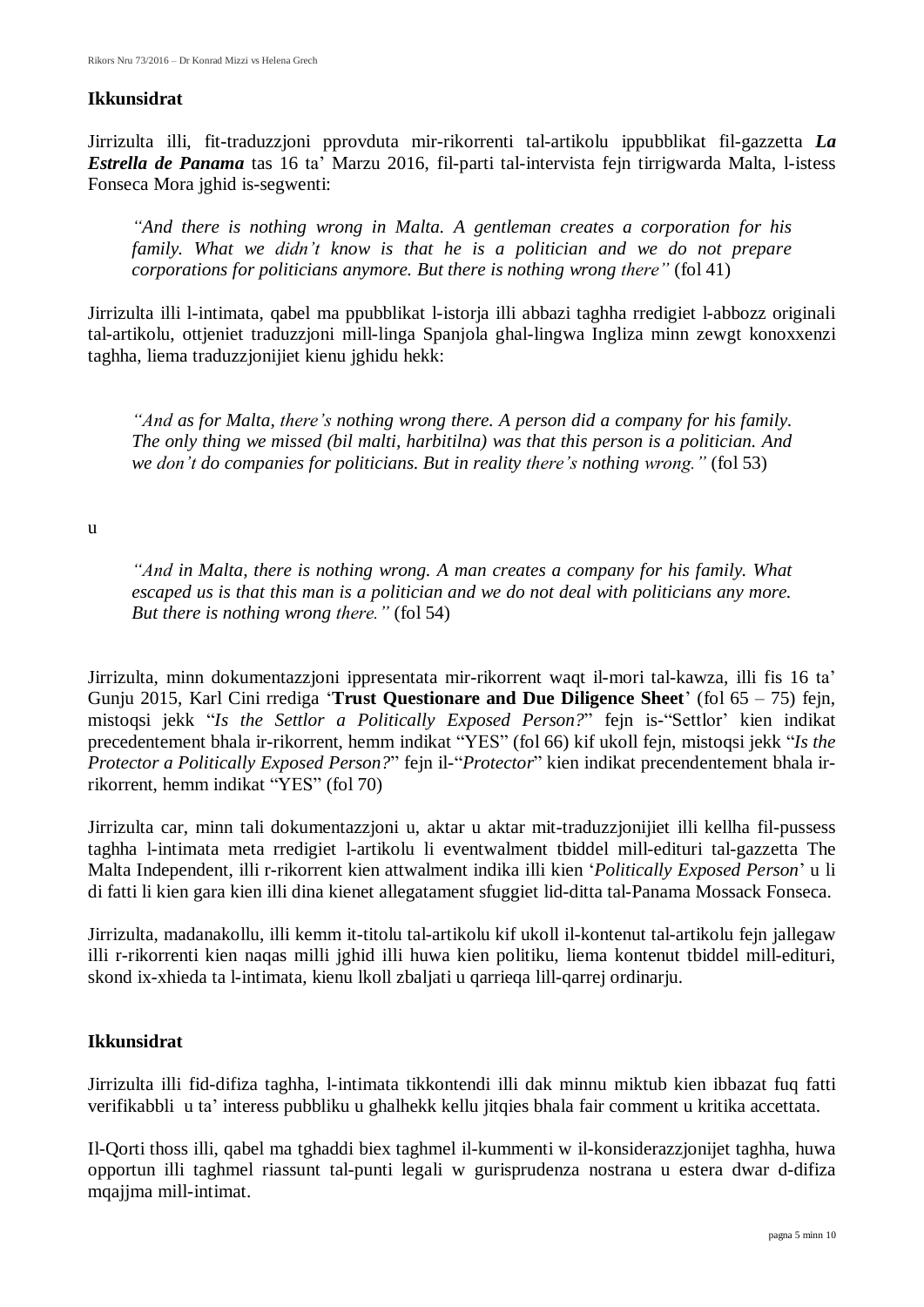**Ikkunsidrat**

Jirrizulta illi, fit-traduzzjoni pprovduta mir-rikorrenti tal-artikolu ippubblikat fil-gazzetta ***La Estrella de Panama*** tas 16 ta' Marzu 2016, fil-parti tal-intervista fejn tirrigwarda Malta, l-istess Fonseca Mora jghid is-segwenti:

> *"And there is nothing wrong in Malta. A gentleman creates a corporation for his family. What we didn't know is that he is a politician and we do not prepare corporations for politicians anymore. But there is nothing wrong there"* (fol 41)

Jirrizulta illi l-intimata, qabel ma ppubblikat l-istorja illi abbazi taghha rredigiet l-abbozz originali tal-artikolu, ottjeniet traduzzjoni mill-linga Spanjola ghal-lingwa Ingliza minn zewgt konoxxenzi taghha, liema traduzzjonijiet kienu jghidu hekk:

> *"And as for Malta, there's nothing wrong there. A person did a company for his family. The only thing we missed (bil malti, harbitilna) was that this person is a politician. And we don't do companies for politicians. But in reality there's nothing wrong."* (fol 53)

u

> *"And in Malta, there is nothing wrong. A man creates a company for his family. What escaped us is that this man is a politician and we do not deal with politicians any more. But there is nothing wrong there."* (fol 54)

Jirrizulta, minn dokumentazzjoni ippresentata mir-rikorrent waqt il-mori tal-kawza, illi fis 16 ta' Gunju 2015, Karl Cini rrediga '**Trust Questionare and Due Diligence Sheet**' (fol 65 – 75) fejn, mistoqsi jekk "*Is the Settlor a Politically Exposed Person?*" fejn is-"Settlor' kien indikat precedentement bhala ir-rikorrent, hemm indikat "YES" (fol 66) kif ukoll fejn, mistoqsi jekk "*Is the Protector a Politically Exposed Person?*" fejn il-"*Protector*" kien indikat precendentement bhala ir-rikorrent, hemm indikat "YES" (fol 70)

Jirrizulta car, minn tali dokumentazzjoni u, aktar u aktar mit-traduzzjonijiet illi kellha fil-pussess taghha l-intimata meta rredigiet l-artikolu li eventwalment tbiddel mill-edituri tal-gazzetta The Malta Independent, illi r-rikorrent kien attwalment indika illi kien '*Politically Exposed Person*' u li di fatti li kien gara kien illi dina kienet allegatament sfuggiet lid-ditta tal-Panama Mossack Fonseca.

Jirrizulta, madanakollu, illi kemm it-titolu tal-artikolu kif ukoll il-kontenut tal-artikolu fejn jallegaw illi r-rikorrenti kien naqas milli jghid illi huwa kien politiku, liema kontenut tbiddel mill-edituri, skond ix-xhieda ta l-intimata, kienu lkoll zbaljati u qarrieqa lill-qarrej ordinarju.

**Ikkunsidrat**

Jirrizulta illi fid-difiza taghha, l-intimata tikkontendi illi dak minnu miktub kien ibbazat fuq fatti verifikabbli u ta' interess pubbliku u ghalhekk kellu jitqies bhala fair comment u kritika accettata.

Il-Qorti thoss illi, qabel ma tghaddi biex taghmel il-kummenti w il-konsiderazzjonijet taghha, huwa opportun illi taghmel riassunt tal-punti legali w gurisprudenza nostrana u estera dwar d-difiza mqajjma mill-intimat.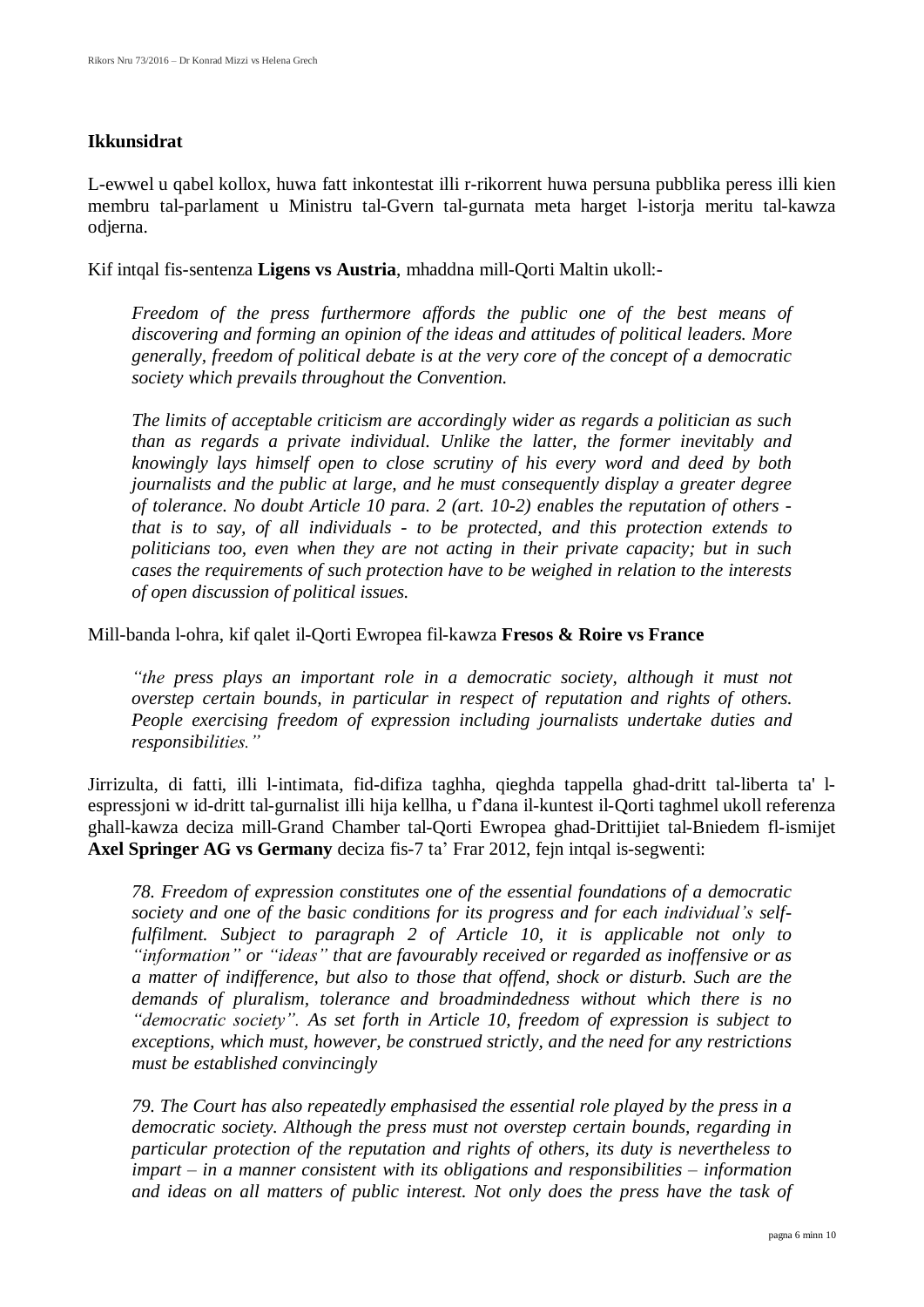**Ikkunsidrat**

L-ewwel u qabel kollox, huwa fatt inkontestat illi r-rikorrent huwa persuna pubblika peress illi kien membru tal-parlament u Ministru tal-Gvern tal-gurnata meta harget l-istorja meritu tal-kawza odjerna.

Kif intqal fis-sentenza **Ligens vs Austria**, mhaddna mill-Qorti Maltin ukoll:-

> *Freedom of the press furthermore affords the public one of the best means of discovering and forming an opinion of the ideas and attitudes of political leaders. More generally, freedom of political debate is at the very core of the concept of a democratic society which prevails throughout the Convention.*
>
> *The limits of acceptable criticism are accordingly wider as regards a politician as such than as regards a private individual. Unlike the latter, the former inevitably and knowingly lays himself open to close scrutiny of his every word and deed by both journalists and the public at large, and he must consequently display a greater degree of tolerance. No doubt Article 10 para. 2 (art. 10-2) enables the reputation of others - that is to say, of all individuals - to be protected, and this protection extends to politicians too, even when they are not acting in their private capacity; but in such cases the requirements of such protection have to be weighed in relation to the interests of open discussion of political issues.*

Mill-banda l-ohra, kif qalet il-Qorti Ewropea fil-kawza **Fresos & Roire vs France**

> *"the press plays an important role in a democratic society, although it must not overstep certain bounds, in particular in respect of reputation and rights of others. People exercising freedom of expression including journalists undertake duties and responsibilities."*

Jirrizulta, di fatti, illi l-intimata, fid-difiza taghha, qieghda tappella ghad-dritt tal-liberta ta' l-espressjoni w id-dritt tal-gurnalist illi hija kellha, u f'dana il-kuntest il-Qorti taghmel ukoll referenza ghall-kawza deciza mill-Grand Chamber tal-Qorti Ewropea ghad-Drittijiet tal-Bniedem fl-ismijet **Axel Springer AG vs Germany** deciza fis-7 ta' Frar 2012, fejn intqal is-segwenti:

> *78. Freedom of expression constitutes one of the essential foundations of a democratic society and one of the basic conditions for its progress and for each individual's self-fulfilment. Subject to paragraph 2 of Article 10, it is applicable not only to "information" or "ideas" that are favourably received or regarded as inoffensive or as a matter of indifference, but also to those that offend, shock or disturb. Such are the demands of pluralism, tolerance and broadmindedness without which there is no "democratic society". As set forth in Article 10, freedom of expression is subject to exceptions, which must, however, be construed strictly, and the need for any restrictions must be established convincingly*
>
> *79. The Court has also repeatedly emphasised the essential role played by the press in a democratic society. Although the press must not overstep certain bounds, regarding in particular protection of the reputation and rights of others, its duty is nevertheless to impart – in a manner consistent with its obligations and responsibilities – information and ideas on all matters of public interest. Not only does the press have the task of*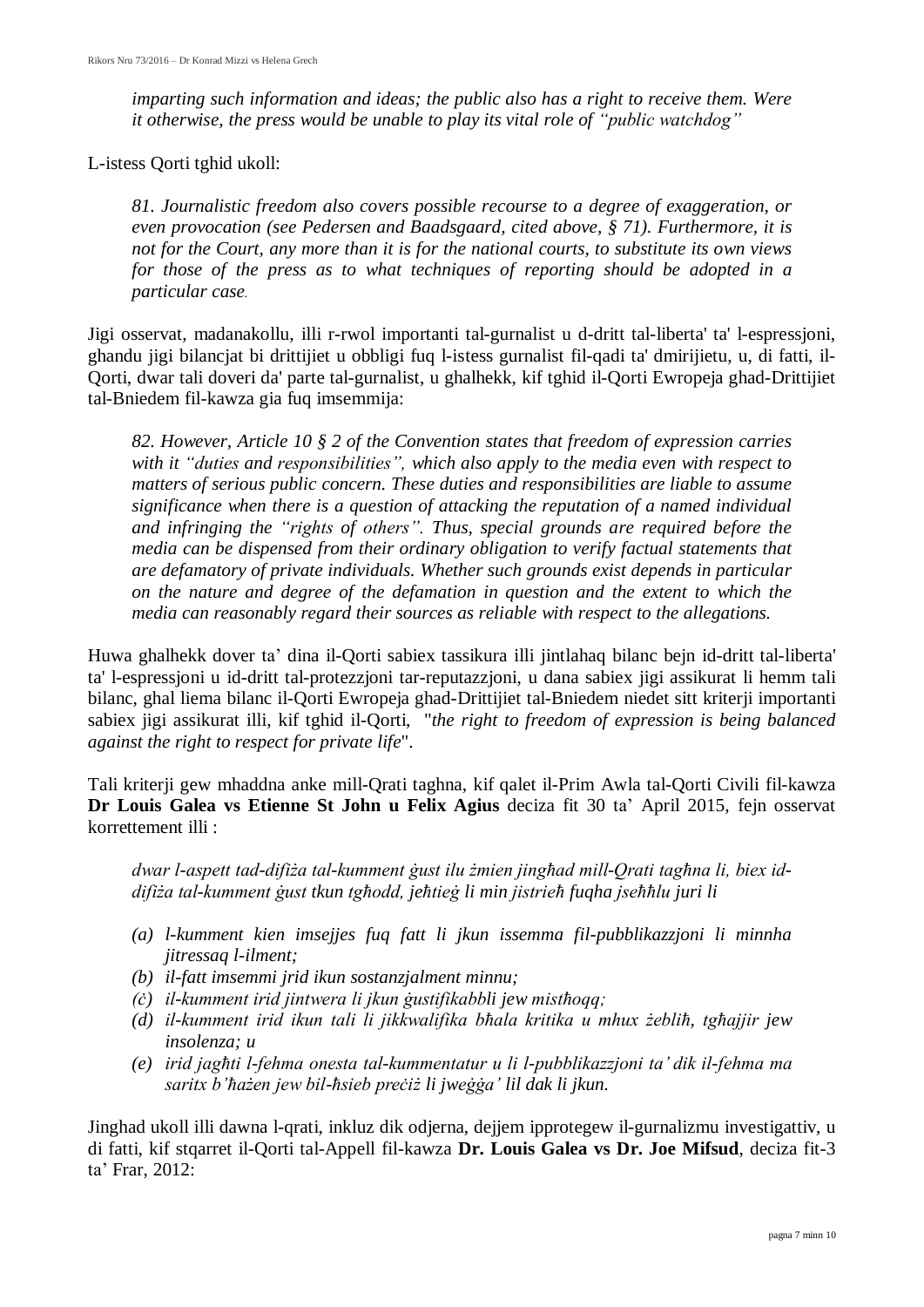*imparting such information and ideas; the public also has a right to receive them. Were it otherwise, the press would be unable to play its vital role of "public watchdog"*

L-istess Qorti tghid ukoll:

> *81. Journalistic freedom also covers possible recourse to a degree of exaggeration, or even provocation (see Pedersen and Baadsgaard, cited above, § 71). Furthermore, it is not for the Court, any more than it is for the national courts, to substitute its own views for those of the press as to what techniques of reporting should be adopted in a particular case.*

Jigi osservat, madanakollu, illi r-rwol importanti tal-gurnalist u d-dritt tal-liberta' ta' l-espressjoni, ghandu jigi bilancjat bi drittijiet u obbligi fuq l-istess gurnalist fil-qadi ta' dmirijietu, u, di fatti, il-Qorti, dwar tali doveri da' parte tal-gurnalist, u ghalhekk, kif tghid il-Qorti Ewropeja ghad-Drittijiet tal-Bniedem fil-kawza gia fuq imsemmija:

> *82. However, Article 10 § 2 of the Convention states that freedom of expression carries with it "duties and responsibilities", which also apply to the media even with respect to matters of serious public concern. These duties and responsibilities are liable to assume significance when there is a question of attacking the reputation of a named individual and infringing the "rights of others". Thus, special grounds are required before the media can be dispensed from their ordinary obligation to verify factual statements that are defamatory of private individuals. Whether such grounds exist depends in particular on the nature and degree of the defamation in question and the extent to which the media can reasonably regard their sources as reliable with respect to the allegations.*

Huwa ghalhekk dover ta' dina il-Qorti sabiex tassikura illi jintlahaq bilanc bejn id-dritt tal-liberta' ta' l-espressjoni u id-dritt tal-protezzjoni tar-reputazzjoni, u dana sabiex jigi assikurat li hemm tali bilanc, ghal liema bilanc il-Qorti Ewropeja ghad-Drittijiet tal-Bniedem niedet sitt kriterji importanti sabiex jigi assikurat illi, kif tghid il-Qorti, "*the right to freedom of expression is being balanced against the right to respect for private life*".

Tali kriterji gew mhaddna anke mill-Qrati taghna, kif qalet il-Prim Awla tal-Qorti Civili fil-kawza **Dr Louis Galea vs Etienne St John u Felix Agius** deciza fit 30 ta' April 2015, fejn osservat korrettement illi :

> *dwar l-aspett tad-difiża tal-kumment ġust ilu żmien jingħad mill-Qrati tagħna li, biex id-difiża tal-kumment ġust tkun tgħodd, jeħtieġ li min jistrieħ fuqha jseħħlu juri li*
>
> *(a) l-kumment kien imsejjes fuq fatt li jkun issemma fil-pubblikazzjoni li minnha jitressaq l-ilment;*
> *(b) il-fatt imsemmi jrid ikun sostanzjalment minnu;*
> *(ċ) il-kumment irid jintwera li jkun ġustifikabbli jew mistħoqq;*
> *(d) il-kumment irid ikun tali li jikkwalifika bħala kritika u mhux żebliħ, tgħajjir jew insolenza; u*
> *(e) irid jagħti l-fehma onesta tal-kummentatur u li l-pubblikazzjoni ta' dik il-fehma ma saritx b'ħażen jew bil-ħsieb preċiż li jweġġa' lil dak li jkun.*

Jinghad ukoll illi dawna l-qrati, inkluz dik odjerna, dejjem ipprotegew il-gurnalizmu investigattiv, u di fatti, kif stqarret il-Qorti tal-Appell fil-kawza **Dr. Louis Galea vs Dr. Joe Mifsud**, deciza fit-3 ta' Frar, 2012: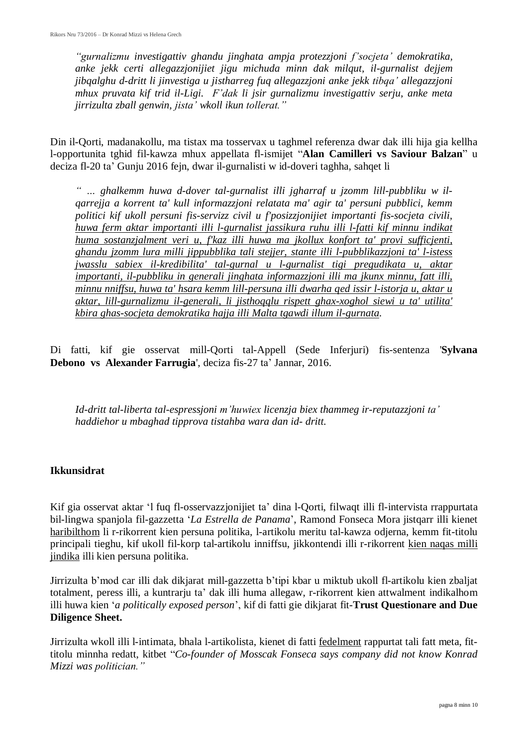*"gurnalizmu investigattiv ghandu jinghata ampja protezzjoni f'socjeta' demokratika, anke jekk certi allegazzjonijiet jigu michuda minn dak milqut, il-gurnalist dejjem jibqalghu d-dritt li jinvestiga u jistharreg fuq allegazzjoni anke jekk tibqa' allegazzjoni mhux pruvata kif trid il-Ligi. F'dak li jsir gurnalizmu investigattiv serju, anke meta jirrizulta zball genwin, jista' wkoll ikun tollerat."*

Din il-Qorti, madanakollu, ma tistax ma tosservax u taghmel referenza dwar dak illi hija gia kellha l-opportunita tghid fil-kawza mhux appellata fl-ismijet "**Alan Camilleri vs Saviour Balzan**" u deciza fl-20 ta' Gunju 2016 fejn, dwar il-gurnalisti w id-doveri taghha, sahqet li

*" … ghalkemm huwa d-dover tal-gurnalist illi jgharraf u jzomm lill-pubbliku w il-qarrejja a korrent ta' kull informazzjoni relatata ma' agir ta' persuni pubblici, kemm politici kif ukoll persuni fis-servizz civil u f'posizzjonijiet importanti fis-socjeta civili, <u>huwa ferm aktar importanti illi l-gurnalist jassikura ruhu illi l-fatti kif minnu indikat huma sostanzjalment veri u, f'kaz illi huwa ma jkollux konfort ta' provi sufficjenti, ghandu jzomm lura milli jippubblika tali stejjer, stante illi l-pubblikazzjoni ta' l-istess jwasslu sabiex il-kredibilita' tal-gurnal u l-gurnalist tigi pregudikata u, aktar importanti, il-pubbliku in generali jinghata informazzjoni illi ma jkunx minnu, fatt illi, minnu nniffsu, huwa ta' hsara kemm lill-persuna illi dwarha qed issir l-istorja u, aktar u aktar, lill-gurnalizmu il-generali, li jisthoqqlu rispett ghax-xoghol siewi u ta' utilita' kbira ghas-socjeta demokratika hajja illi Malta tgawdi illum il-gurnata</u>.*

Di fatti, kif gie osservat mill-Qorti tal-Appell (Sede Inferjuri) fis-sentenza '**Sylvana Debono vs Alexander Farrugia**', deciza fis-27 ta' Jannar, 2016.

*Id-dritt tal-liberta tal-espressjoni m'huwiex licenzja biex thammeg ir-reputazzjoni ta' haddiehor u mbaghad tipprova tistahba wara dan id- dritt.*

**Ikkunsidrat**

Kif gia osservat aktar 'l fuq fl-osservazzjonijiet ta' dina l-Qorti, filwaqt illi fl-intervista rrappurtata bil-lingwa spanjola fil-gazzetta '*La Estrella de Panama*', Ramond Fonseca Mora jistqarr illi kienet <u>haribilthom</u> li r-rikorrent kien persuna politika, l-artikolu meritu tal-kawza odjerna, kemm fit-titolu principali tieghu, kif ukoll fil-korp tal-artikolu inniffsu, jikkontendi illi r-rikorrent <u>kien naqas milli jindika</u> illi kien persuna politika.

Jirrizulta b'mod car illi dak dikjarat mill-gazzetta b'tipi kbar u miktub ukoll fl-artikolu kien zbaljat totalment, peress illi, a kuntrarju ta' dak illi huma allegaw, r-rikorrent kien attwalment indikalhom illi huwa kien '*a politically exposed person*', kif di fatti gie dikjarat fit-**Trust Questionare and Due Diligence Sheet.**

Jirrizulta wkoll illi l-intimata, bhala l-artikolista, kienet di fatti <u>fedelment</u> rappurtat tali fatt meta, fit-titolu minnha redatt, kitbet "*Co-founder of Mosscak Fonseca says company did not know Konrad Mizzi was politician."*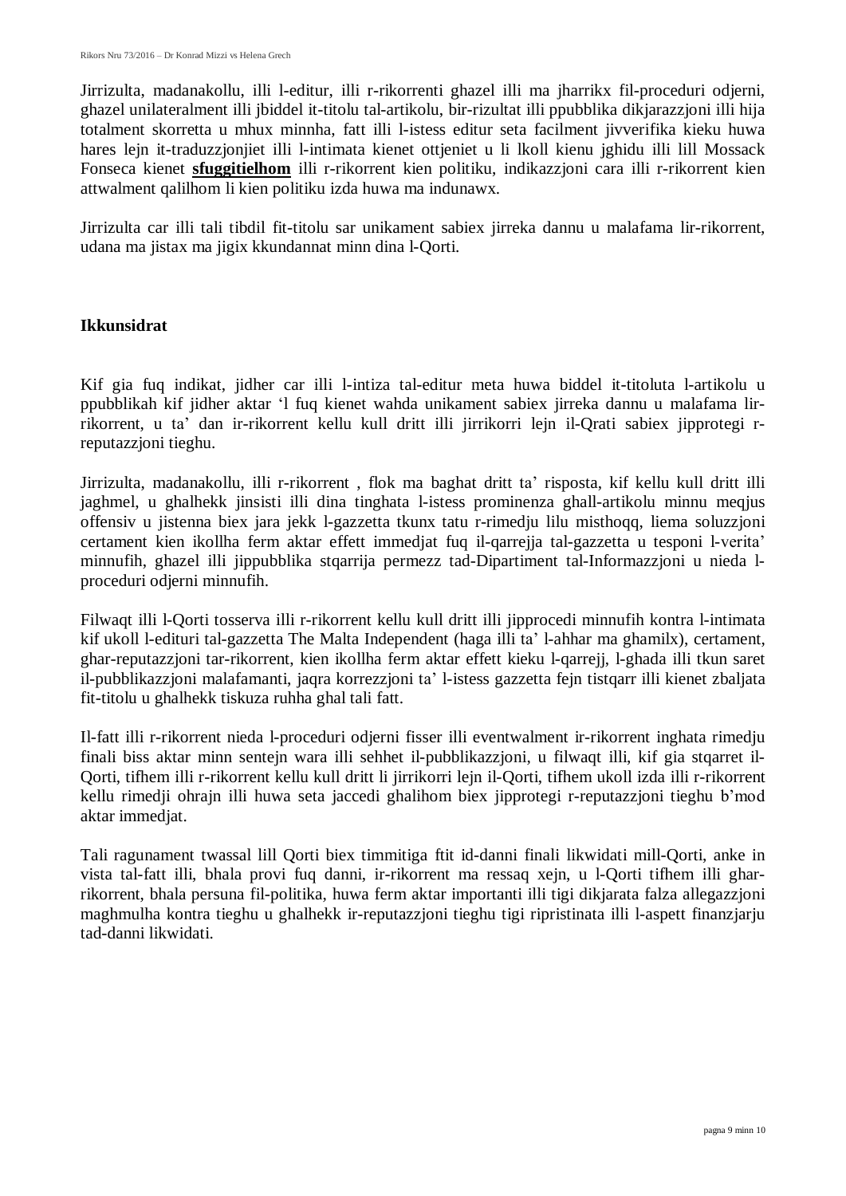Jirrizulta, madanakollu, illi l-editur, illi r-rikorrenti ghazel illi ma jharrikx fil-proceduri odjerni, ghazel unilateralment illi jbiddel it-titolu tal-artikolu, bir-rizultat illi ppubblika dikjarazzjoni illi hija totalment skorretta u mhux minnha, fatt illi l-istess editur seta facilment jivverifika kieku huwa hares lejn it-traduzzjonjiet illi l-intimata kienet ottjeniet u li lkoll kienu jghidu illi lill Mossack Fonseca kienet **sfuggitielhom** illi r-rikorrent kien politiku, indikazzjoni cara illi r-rikorrent kien attwalment qalilhom li kien politiku izda huwa ma indunawx.

Jirrizulta car illi tali tibdil fit-titolu sar unikament sabiex jirreka dannu u malafama lir-rikorrent, udana ma jistax ma jigix kkundannat minn dina l-Qorti.

**Ikkunsidrat**

Kif gia fuq indikat, jidher car illi l-intiza tal-editur meta huwa biddel it-titoluta l-artikolu u ppubblikah kif jidher aktar 'l fuq kienet wahda unikament sabiex jirreka dannu u malafama lir-rikorrent, u ta' dan ir-rikorrent kellu kull dritt illi jirrikorri lejn il-Qrati sabiex jipprotegi r-reputazzjoni tieghu.

Jirrizulta, madanakollu, illi r-rikorrent , flok ma baghat dritt ta' risposta, kif kellu kull dritt illi jaghmel, u ghalhekk jinsisti illi dina tinghata l-istess prominenza ghall-artikolu minnu meqjus offensiv u jistenna biex jara jekk l-gazzetta tkunx tatu r-rimedju lilu misthoqq, liema soluzzjoni certament kien ikollha ferm aktar effett immedjat fuq il-qarrejja tal-gazzetta u tesponi l-verita' minnufih, ghazel illi jippubblika stqarrija permezz tad-Dipartiment tal-Informazzjoni u nieda l-proceduri odjerni minnufih.

Filwaqt illi l-Qorti tosserva illi r-rikorrent kellu kull dritt illi jipprocedi minnufih kontra l-intimata kif ukoll l-edituri tal-gazzetta The Malta Independent (haga illi ta' l-ahhar ma ghamilx), certament, ghar-reputazzjoni tar-rikorrent, kien ikollha ferm aktar effett kieku l-qarrejj, l-ghada illi tkun saret il-pubblikazzjoni malafamanti, jaqra korrezzjoni ta' l-istess gazzetta fejn tistqarr illi kienet zbaljata fit-titolu u ghalhekk tiskuza ruhha ghal tali fatt.

Il-fatt illi r-rikorrent nieda l-proceduri odjerni fisser illi eventwalment ir-rikorrent inghata rimedju finali biss aktar minn sentejn wara illi sehhet il-pubblikazzjoni, u filwaqt illi, kif gia stqarret il-Qorti, tifhem illi r-rikorrent kellu kull dritt li jirrikorri lejn il-Qorti, tifhem ukoll izda illi r-rikorrent kellu rimedji ohrajn illi huwa seta jaccedi ghalihom biex jipprotegi r-reputazzjoni tieghu b'mod aktar immedjat.

Tali ragunament twassal lill Qorti biex timmitiga ftit id-danni finali likwidati mill-Qorti, anke in vista tal-fatt illi, bhala provi fuq danni, ir-rikorrent ma ressaq xejn, u l-Qorti tifhem illi ghar-rikorrent, bhala persuna fil-politika, huwa ferm aktar importanti illi tigi dikjarata falza allegazzjoni maghmulha kontra tieghu u ghalhekk ir-reputazzjoni tieghu tigi ripristinata illi l-aspett finanzjarju tad-danni likwidati.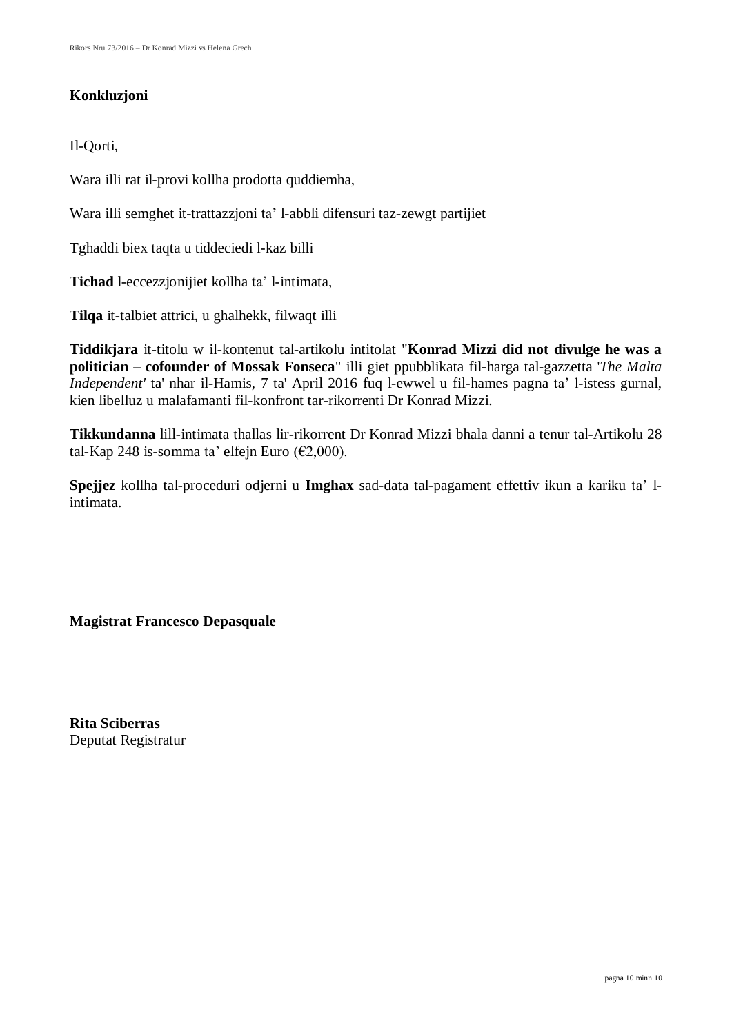**Konkluzjoni**

Il-Qorti,

Wara illi rat il-provi kollha prodotta quddiemha,

Wara illi semghet it-trattazzjoni ta’ l-abbli difensuri taz-zewgt partijiet

Tghaddi biex taqta u tiddeciedi l-kaz billi

**Tichad** l-eccezzjonijiet kollha ta’ l-intimata,

**Tilqa** it-talbiet attrici, u ghalhekk, filwaqt illi

**Tiddikjara** it-titolu w il-kontenut tal-artikolu intitolat "**Konrad Mizzi did not divulge he was a politician – cofounder of Mossak Fonseca**" illi giet ppubblikata fil-harga tal-gazzetta '*The Malta Independent'* ta' nhar il-Hamis, 7 ta' April 2016 fuq l-ewwel u fil-hames pagna ta’ l-istess gurnal, kien libelluz u malafamanti fil-konfront tar-rikorrenti Dr Konrad Mizzi.

**Tikkundanna** lill-intimata thallas lir-rikorrent Dr Konrad Mizzi bhala danni a tenur tal-Artikolu 28 tal-Kap 248 is-somma ta’ elfejn Euro (€2,000).

**Spejjez** kollha tal-proceduri odjerni u **Imghax** sad-data tal-pagament effettiv ikun a kariku ta’ l-intimata.

**Magistrat Francesco Depasquale**

**Rita Sciberras**
Deputat Registratur